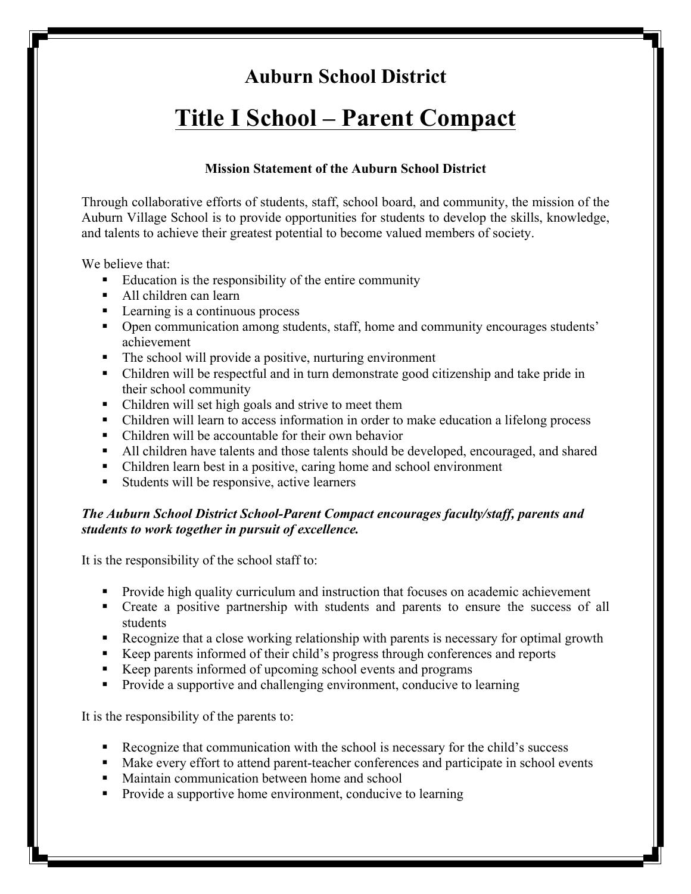## Auburn School District

# Title I School – Parent Compact

### Mission Statement of the Auburn School District

Through collaborative efforts of students, staff, school board, and community, the mission of the Auburn Village School is to provide opportunities for students to develop the skills, knowledge, and talents to achieve their greatest potential to become valued members of society.

We believe that:

- Education is the responsibility of the entire community
- All children can learn
- Learning is a continuous process
- Open communication among students, staff, home and community encourages students' achievement
- The school will provide a positive, nurturing environment
- Children will be respectful and in turn demonstrate good citizenship and take pride in their school community
- Children will set high goals and strive to meet them
- Children will learn to access information in order to make education a lifelong process
- Children will be accountable for their own behavior
- All children have talents and those talents should be developed, encouraged, and shared
- Children learn best in a positive, caring home and school environment
- Students will be responsive, active learners

***The Auburn School District School-Parent Compact encourages faculty/staff, parents and students to work together in pursuit of excellence.***

It is the responsibility of the school staff to:

- Provide high quality curriculum and instruction that focuses on academic achievement
- Create a positive partnership with students and parents to ensure the success of all students
- Recognize that a close working relationship with parents is necessary for optimal growth
- Keep parents informed of their child's progress through conferences and reports
- Keep parents informed of upcoming school events and programs
- Provide a supportive and challenging environment, conducive to learning

It is the responsibility of the parents to:

- Recognize that communication with the school is necessary for the child's success
- Make every effort to attend parent-teacher conferences and participate in school events
- Maintain communication between home and school
- Provide a supportive home environment, conducive to learning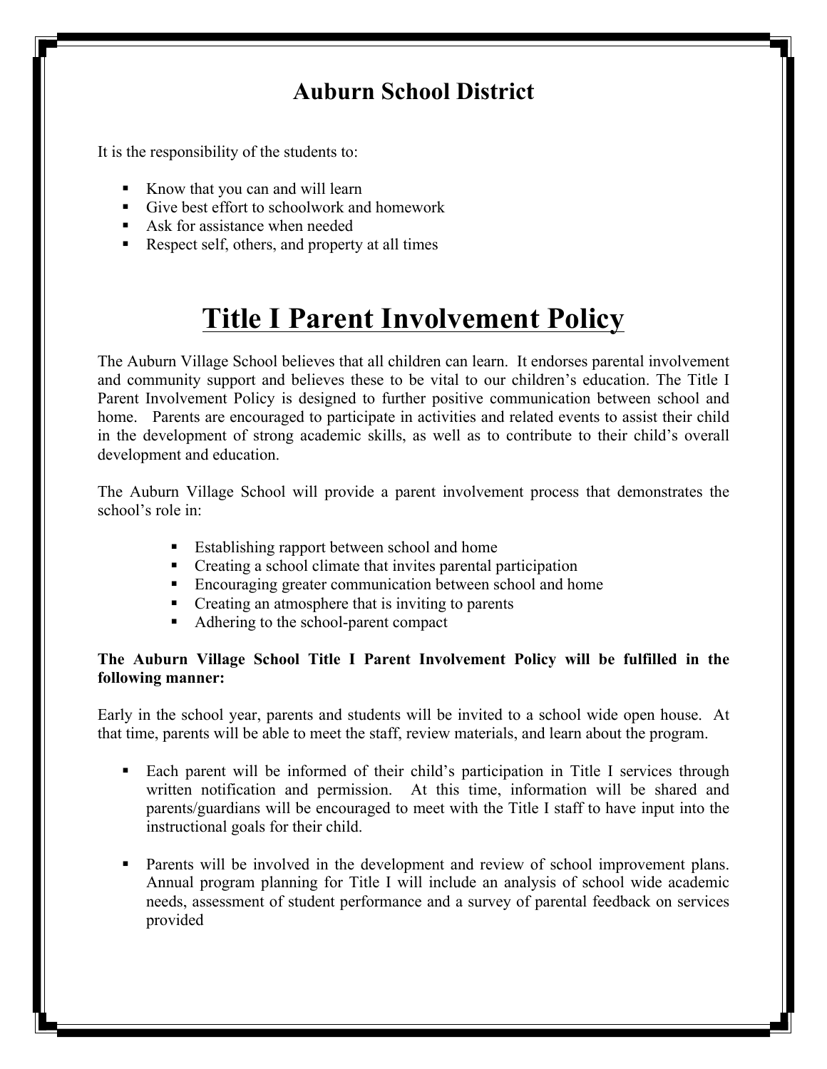## Auburn School District

It is the responsibility of the students to:

- Know that you can and will learn
- Give best effort to schoolwork and homework
- Ask for assistance when needed
- Respect self, others, and property at all times

# Title I Parent Involvement Policy

The Auburn Village School believes that all children can learn. It endorses parental involvement and community support and believes these to be vital to our children's education. The Title I Parent Involvement Policy is designed to further positive communication between school and home. Parents are encouraged to participate in activities and related events to assist their child in the development of strong academic skills, as well as to contribute to their child's overall development and education.

The Auburn Village School will provide a parent involvement process that demonstrates the school's role in:

- Establishing rapport between school and home
- Creating a school climate that invites parental participation
- Encouraging greater communication between school and home
- Creating an atmosphere that is inviting to parents
- Adhering to the school-parent compact

**The Auburn Village School Title I Parent Involvement Policy will be fulfilled in the following manner:**

Early in the school year, parents and students will be invited to a school wide open house. At that time, parents will be able to meet the staff, review materials, and learn about the program.

- Each parent will be informed of their child's participation in Title I services through written notification and permission. At this time, information will be shared and parents/guardians will be encouraged to meet with the Title I staff to have input into the instructional goals for their child.

- Parents will be involved in the development and review of school improvement plans. Annual program planning for Title I will include an analysis of school wide academic needs, assessment of student performance and a survey of parental feedback on services provided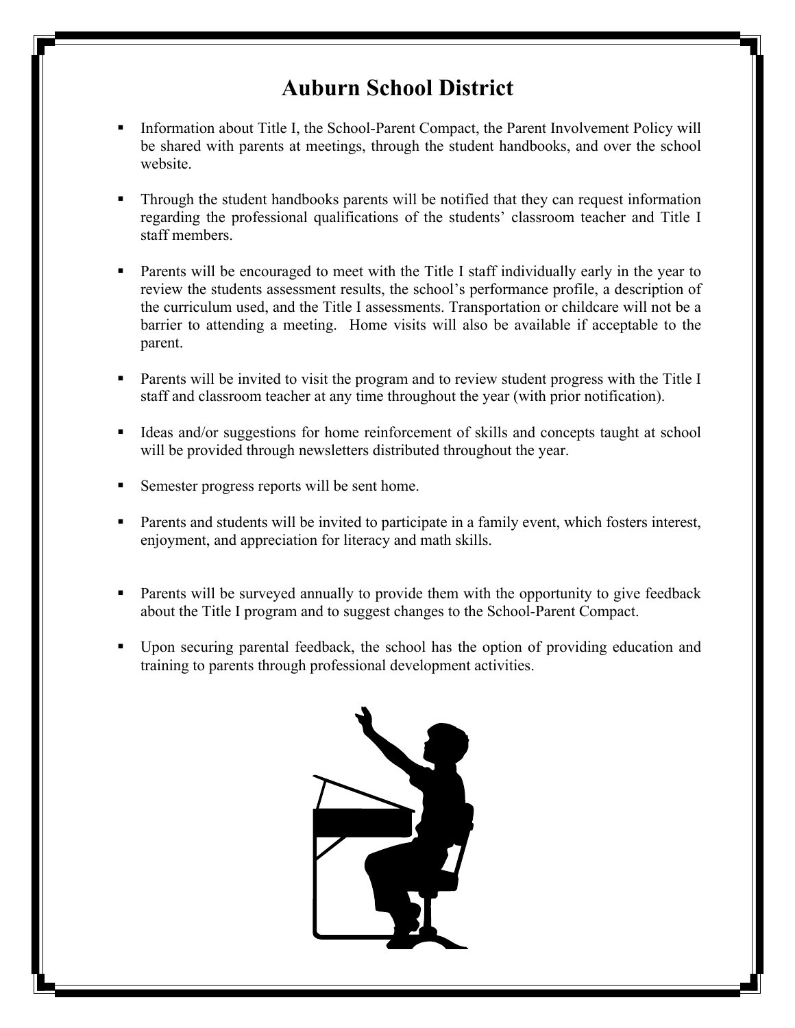# Auburn School District

- Information about Title I, the School-Parent Compact, the Parent Involvement Policy will be shared with parents at meetings, through the student handbooks, and over the school website.

- Through the student handbooks parents will be notified that they can request information regarding the professional qualifications of the students' classroom teacher and Title I staff members.

- Parents will be encouraged to meet with the Title I staff individually early in the year to review the students assessment results, the school's performance profile, a description of the curriculum used, and the Title I assessments. Transportation or childcare will not be a barrier to attending a meeting. Home visits will also be available if acceptable to the parent.

- Parents will be invited to visit the program and to review student progress with the Title I staff and classroom teacher at any time throughout the year (with prior notification).

- Ideas and/or suggestions for home reinforcement of skills and concepts taught at school will be provided through newsletters distributed throughout the year.

- Semester progress reports will be sent home.

- Parents and students will be invited to participate in a family event, which fosters interest, enjoyment, and appreciation for literacy and math skills.

- Parents will be surveyed annually to provide them with the opportunity to give feedback about the Title I program and to suggest changes to the School-Parent Compact.

- Upon securing parental feedback, the school has the option of providing education and training to parents through professional development activities.